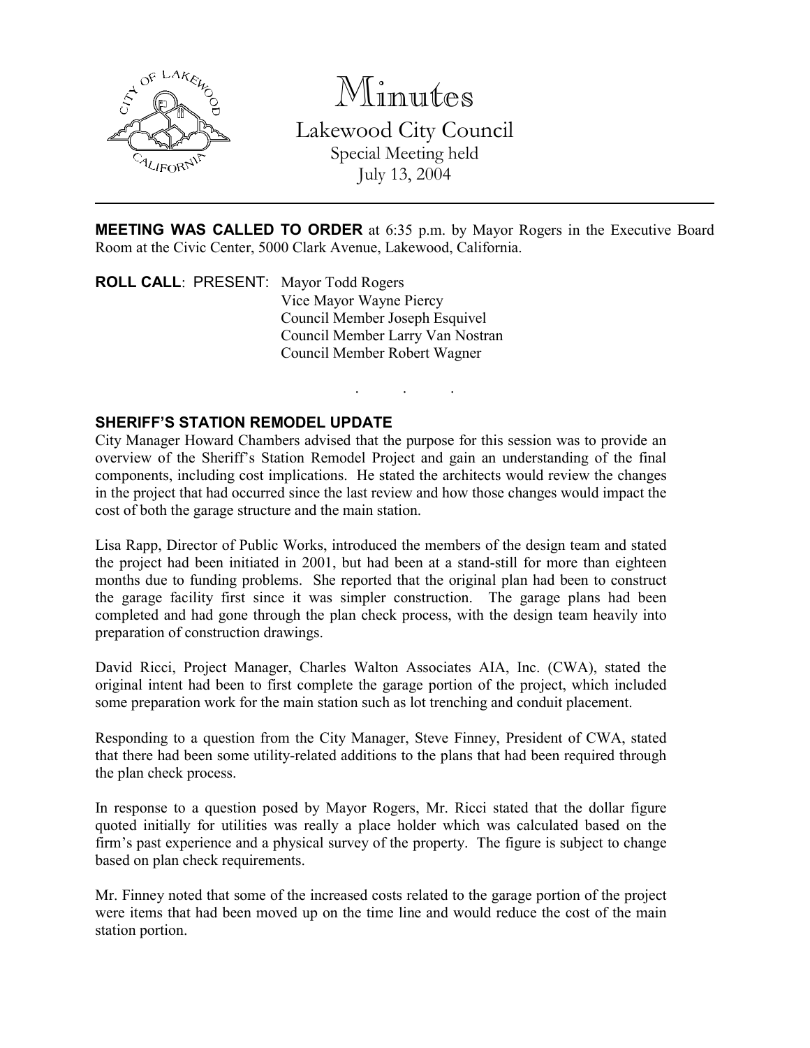# Minutes

## Lakewood City Council

Special Meeting held
July 13, 2004

---

**MEETING WAS CALLED TO ORDER** at 6:35 p.m. by Mayor Rogers in the Executive Board Room at the Civic Center, 5000 Clark Avenue, Lakewood, California.

**ROLL CALL**: PRESENT: Mayor Todd Rogers
Vice Mayor Wayne Piercy
Council Member Joseph Esquivel
Council Member Larry Van Nostran
Council Member Robert Wagner

. . .

**SHERIFF'S STATION REMODEL UPDATE**

City Manager Howard Chambers advised that the purpose for this session was to provide an overview of the Sheriff's Station Remodel Project and gain an understanding of the final components, including cost implications. He stated the architects would review the changes in the project that had occurred since the last review and how those changes would impact the cost of both the garage structure and the main station.

Lisa Rapp, Director of Public Works, introduced the members of the design team and stated the project had been initiated in 2001, but had been at a stand-still for more than eighteen months due to funding problems. She reported that the original plan had been to construct the garage facility first since it was simpler construction. The garage plans had been completed and had gone through the plan check process, with the design team heavily into preparation of construction drawings.

David Ricci, Project Manager, Charles Walton Associates AIA, Inc. (CWA), stated the original intent had been to first complete the garage portion of the project, which included some preparation work for the main station such as lot trenching and conduit placement.

Responding to a question from the City Manager, Steve Finney, President of CWA, stated that there had been some utility-related additions to the plans that had been required through the plan check process.

In response to a question posed by Mayor Rogers, Mr. Ricci stated that the dollar figure quoted initially for utilities was really a place holder which was calculated based on the firm's past experience and a physical survey of the property. The figure is subject to change based on plan check requirements.

Mr. Finney noted that some of the increased costs related to the garage portion of the project were items that had been moved up on the time line and would reduce the cost of the main station portion.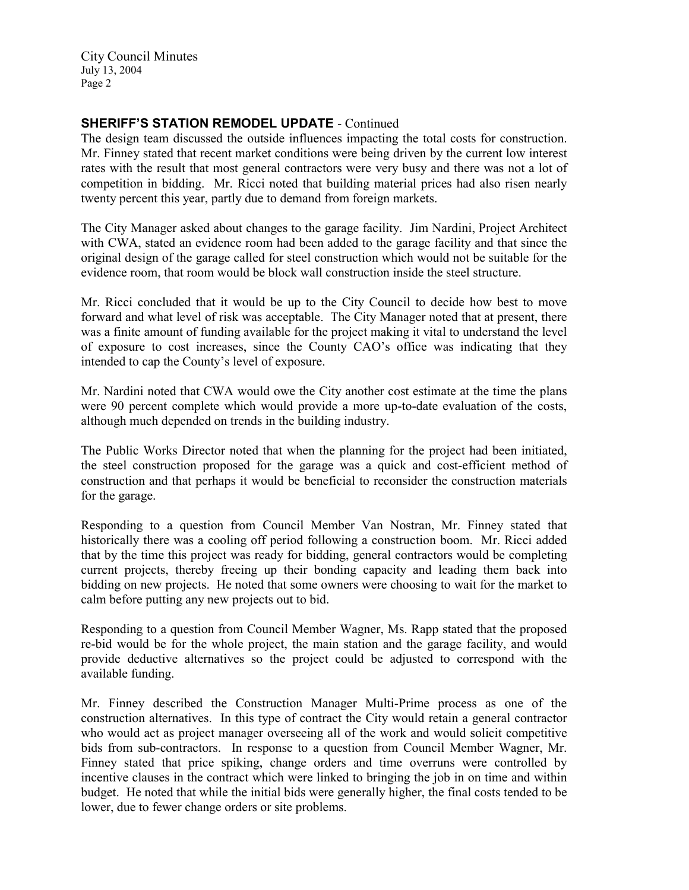## SHERIFF'S STATION REMODEL UPDATE - Continued

The design team discussed the outside influences impacting the total costs for construction. Mr. Finney stated that recent market conditions were being driven by the current low interest rates with the result that most general contractors were very busy and there was not a lot of competition in bidding. Mr. Ricci noted that building material prices had also risen nearly twenty percent this year, partly due to demand from foreign markets.

The City Manager asked about changes to the garage facility. Jim Nardini, Project Architect with CWA, stated an evidence room had been added to the garage facility and that since the original design of the garage called for steel construction which would not be suitable for the evidence room, that room would be block wall construction inside the steel structure.

Mr. Ricci concluded that it would be up to the City Council to decide how best to move forward and what level of risk was acceptable. The City Manager noted that at present, there was a finite amount of funding available for the project making it vital to understand the level of exposure to cost increases, since the County CAO's office was indicating that they intended to cap the County's level of exposure.

Mr. Nardini noted that CWA would owe the City another cost estimate at the time the plans were 90 percent complete which would provide a more up-to-date evaluation of the costs, although much depended on trends in the building industry.

The Public Works Director noted that when the planning for the project had been initiated, the steel construction proposed for the garage was a quick and cost-efficient method of construction and that perhaps it would be beneficial to reconsider the construction materials for the garage.

Responding to a question from Council Member Van Nostran, Mr. Finney stated that historically there was a cooling off period following a construction boom. Mr. Ricci added that by the time this project was ready for bidding, general contractors would be completing current projects, thereby freeing up their bonding capacity and leading them back into bidding on new projects. He noted that some owners were choosing to wait for the market to calm before putting any new projects out to bid.

Responding to a question from Council Member Wagner, Ms. Rapp stated that the proposed re-bid would be for the whole project, the main station and the garage facility, and would provide deductive alternatives so the project could be adjusted to correspond with the available funding.

Mr. Finney described the Construction Manager Multi-Prime process as one of the construction alternatives. In this type of contract the City would retain a general contractor who would act as project manager overseeing all of the work and would solicit competitive bids from sub-contractors. In response to a question from Council Member Wagner, Mr. Finney stated that price spiking, change orders and time overruns were controlled by incentive clauses in the contract which were linked to bringing the job in on time and within budget. He noted that while the initial bids were generally higher, the final costs tended to be lower, due to fewer change orders or site problems.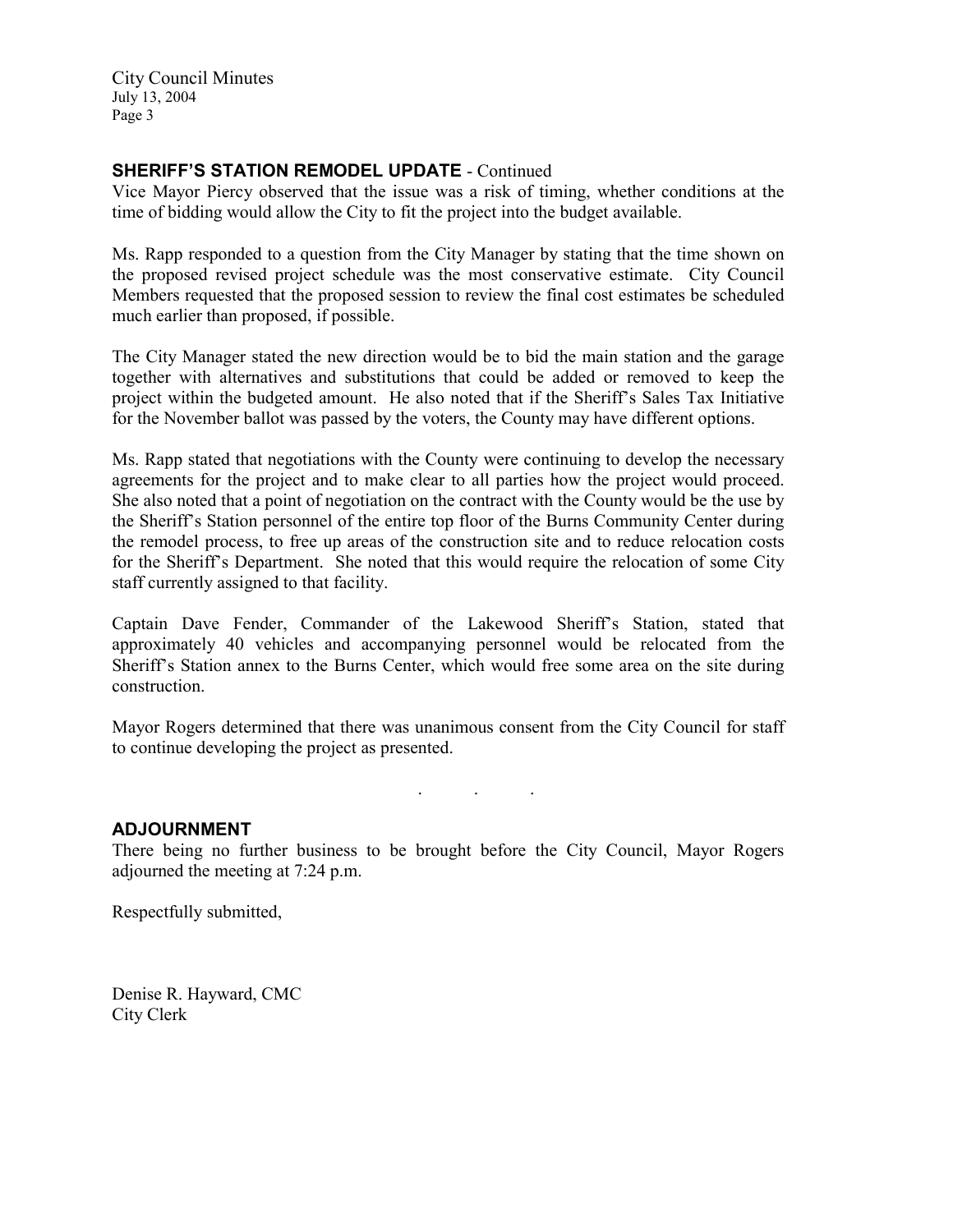## SHERIFF'S STATION REMODEL UPDATE - Continued

Vice Mayor Piercy observed that the issue was a risk of timing, whether conditions at the time of bidding would allow the City to fit the project into the budget available.

Ms. Rapp responded to a question from the City Manager by stating that the time shown on the proposed revised project schedule was the most conservative estimate. City Council Members requested that the proposed session to review the final cost estimates be scheduled much earlier than proposed, if possible.

The City Manager stated the new direction would be to bid the main station and the garage together with alternatives and substitutions that could be added or removed to keep the project within the budgeted amount. He also noted that if the Sheriff's Sales Tax Initiative for the November ballot was passed by the voters, the County may have different options.

Ms. Rapp stated that negotiations with the County were continuing to develop the necessary agreements for the project and to make clear to all parties how the project would proceed. She also noted that a point of negotiation on the contract with the County would be the use by the Sheriff's Station personnel of the entire top floor of the Burns Community Center during the remodel process, to free up areas of the construction site and to reduce relocation costs for the Sheriff's Department. She noted that this would require the relocation of some City staff currently assigned to that facility.

Captain Dave Fender, Commander of the Lakewood Sheriff's Station, stated that approximately 40 vehicles and accompanying personnel would be relocated from the Sheriff's Station annex to the Burns Center, which would free some area on the site during construction.

Mayor Rogers determined that there was unanimous consent from the City Council for staff to continue developing the project as presented.

. . .

## ADJOURNMENT

There being no further business to be brought before the City Council, Mayor Rogers adjourned the meeting at 7:24 p.m.

Respectfully submitted,

Denise R. Hayward, CMC
City Clerk